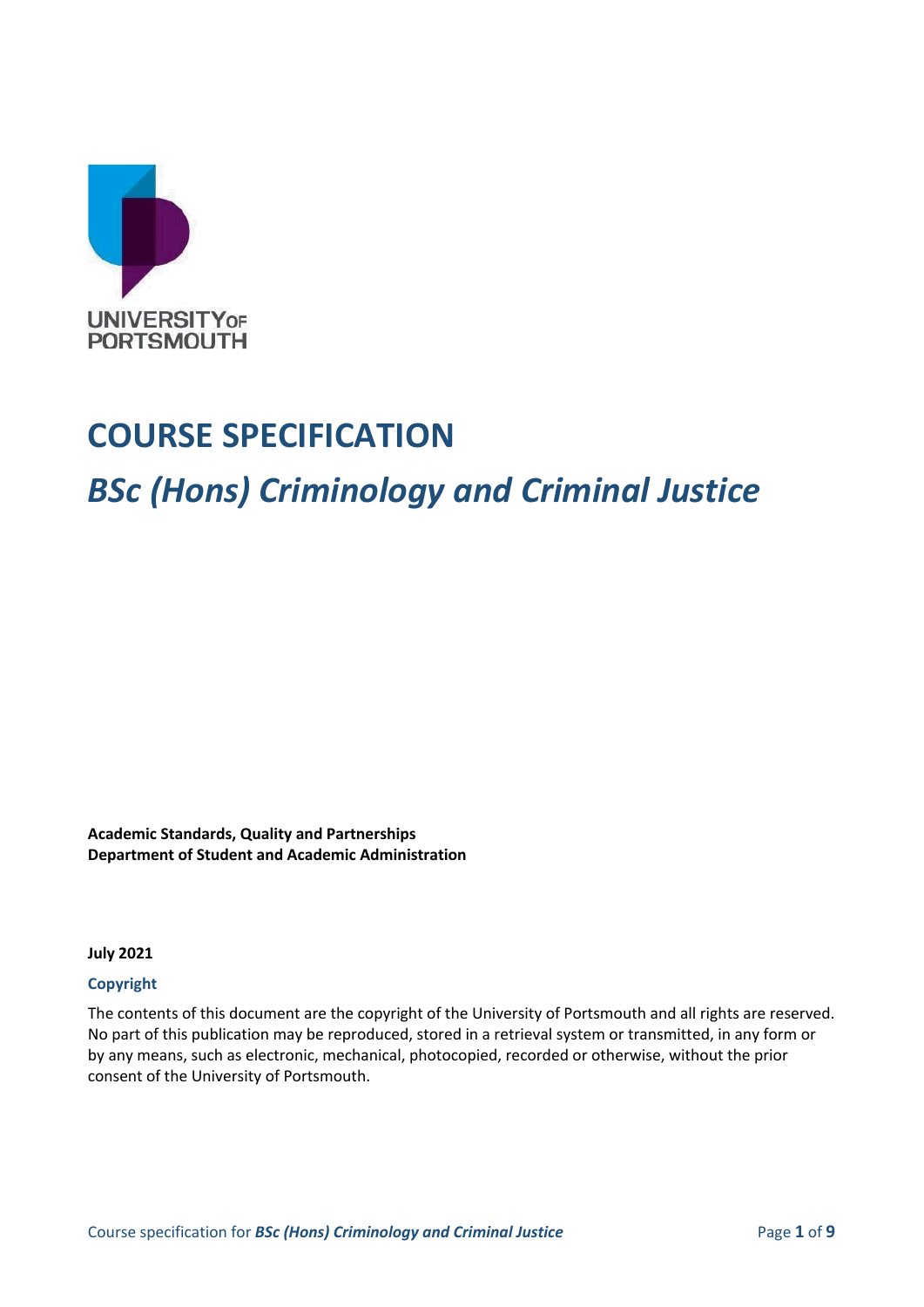UNIVERSITY OF PORTSMOUTH

# COURSE SPECIFICATION

## *BSc (Hons) Criminology and Criminal Justice*

**Academic Standards, Quality and Partnerships**
**Department of Student and Academic Administration**

**July 2021**

**Copyright**

The contents of this document are the copyright of the University of Portsmouth and all rights are reserved. No part of this publication may be reproduced, stored in a retrieval system or transmitted, in any form or by any means, such as electronic, mechanical, photocopied, recorded or otherwise, without the prior consent of the University of Portsmouth.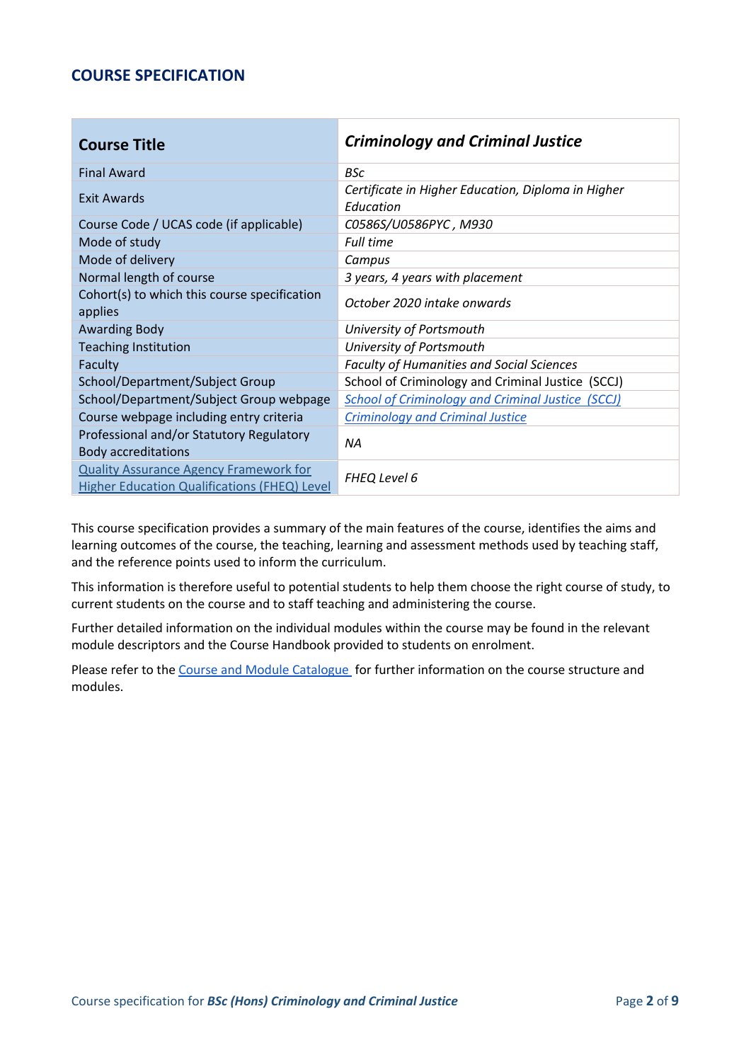## COURSE SPECIFICATION

| **Course Title** | ***Criminology and Criminal Justice*** |
|---|---|
| Final Award | *BSc* |
| Exit Awards | *Certificate in Higher Education, Diploma in Higher Education* |
| Course Code / UCAS code (if applicable) | *C0586S/U0586PYC , M930* |
| Mode of study | *Full time* |
| Mode of delivery | *Campus* |
| Normal length of course | *3 years, 4 years with placement* |
| Cohort(s) to which this course specification applies | *October 2020 intake onwards* |
| Awarding Body | *University of Portsmouth* |
| Teaching Institution | *University of Portsmouth* |
| Faculty | *Faculty of Humanities and Social Sciences* |
| School/Department/Subject Group | School of Criminology and Criminal Justice (SCCJ) |
| School/Department/Subject Group webpage | *School of Criminology and Criminal Justice (SCCJ)* |
| Course webpage including entry criteria | *Criminology and Criminal Justice* |
| Professional and/or Statutory Regulatory Body accreditations | *NA* |
| Quality Assurance Agency Framework for Higher Education Qualifications (FHEQ) Level | *FHEQ Level 6* |

This course specification provides a summary of the main features of the course, identifies the aims and learning outcomes of the course, the teaching, learning and assessment methods used by teaching staff, and the reference points used to inform the curriculum.

This information is therefore useful to potential students to help them choose the right course of study, to current students on the course and to staff teaching and administering the course.

Further detailed information on the individual modules within the course may be found in the relevant module descriptors and the Course Handbook provided to students on enrolment.

Please refer to the Course and Module Catalogue for further information on the course structure and modules.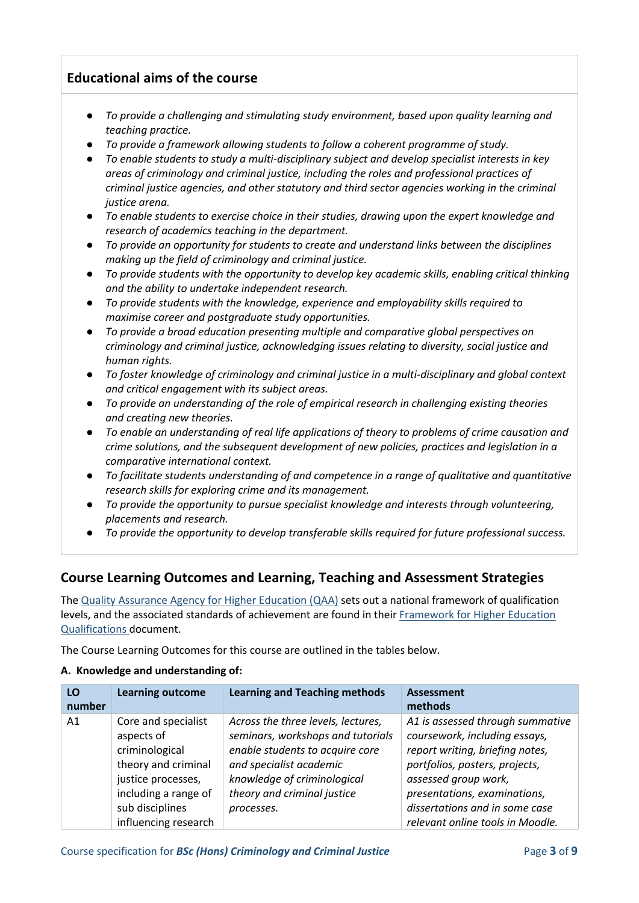## Educational aims of the course

- *To provide a challenging and stimulating study environment, based upon quality learning and teaching practice.*
- *To provide a framework allowing students to follow a coherent programme of study.*
- *To enable students to study a multi-disciplinary subject and develop specialist interests in key areas of criminology and criminal justice, including the roles and professional practices of criminal justice agencies, and other statutory and third sector agencies working in the criminal justice arena.*
- *To enable students to exercise choice in their studies, drawing upon the expert knowledge and research of academics teaching in the department.*
- *To provide an opportunity for students to create and understand links between the disciplines making up the field of criminology and criminal justice.*
- *To provide students with the opportunity to develop key academic skills, enabling critical thinking and the ability to undertake independent research.*
- *To provide students with the knowledge, experience and employability skills required to maximise career and postgraduate study opportunities.*
- *To provide a broad education presenting multiple and comparative global perspectives on criminology and criminal justice, acknowledging issues relating to diversity, social justice and human rights.*
- *To foster knowledge of criminology and criminal justice in a multi-disciplinary and global context and critical engagement with its subject areas.*
- *To provide an understanding of the role of empirical research in challenging existing theories and creating new theories.*
- *To enable an understanding of real life applications of theory to problems of crime causation and crime solutions, and the subsequent development of new policies, practices and legislation in a comparative international context.*
- *To facilitate students understanding of and competence in a range of qualitative and quantitative research skills for exploring crime and its management.*
- *To provide the opportunity to pursue specialist knowledge and interests through volunteering, placements and research.*
- *To provide the opportunity to develop transferable skills required for future professional success.*

## Course Learning Outcomes and Learning, Teaching and Assessment Strategies

The Quality Assurance Agency for Higher Education (QAA) sets out a national framework of qualification levels, and the associated standards of achievement are found in their Framework for Higher Education Qualifications document.

The Course Learning Outcomes for this course are outlined in the tables below.

**A. Knowledge and understanding of:**

| LO number | Learning outcome | Learning and Teaching methods | Assessment methods |
|---|---|---|---|
| A1 | Core and specialist aspects of criminological theory and criminal justice processes, including a range of sub disciplines influencing research | *Across the three levels, lectures, seminars, workshops and tutorials enable students to acquire core and specialist academic knowledge of criminological theory and criminal justice processes.* | *A1 is assessed through summative coursework, including essays, report writing, briefing notes, portfolios, posters, projects, assessed group work, presentations, examinations, dissertations and in some case relevant online tools in Moodle.* |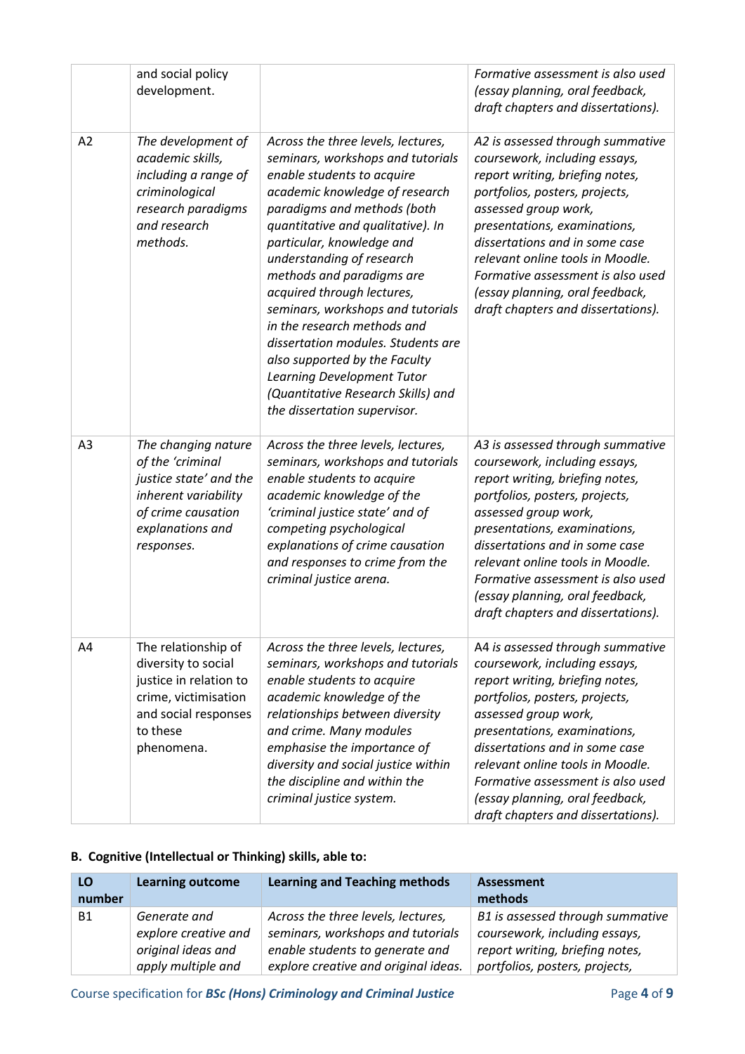|  | and social policy development. |  | *Formative assessment is also used (essay planning, oral feedback, draft chapters and dissertations).* |
|---|---|---|---|
| A2 | *The development of academic skills, including a range of criminological research paradigms and research methods.* | *Across the three levels, lectures, seminars, workshops and tutorials enable students to acquire academic knowledge of research paradigms and methods (both quantitative and qualitative). In particular, knowledge and understanding of research methods and paradigms are acquired through lectures, seminars, workshops and tutorials in the research methods and dissertation modules. Students are also supported by the Faculty Learning Development Tutor (Quantitative Research Skills) and the dissertation supervisor.* | *A2 is assessed through summative coursework, including essays, report writing, briefing notes, portfolios, posters, projects, assessed group work, presentations, examinations, dissertations and in some case relevant online tools in Moodle. Formative assessment is also used (essay planning, oral feedback, draft chapters and dissertations).* |
| A3 | *The changing nature of the 'criminal justice state' and the inherent variability of crime causation explanations and responses.* | *Across the three levels, lectures, seminars, workshops and tutorials enable students to acquire academic knowledge of the 'criminal justice state' and of competing psychological explanations of crime causation and responses to crime from the criminal justice arena.* | *A3 is assessed through summative coursework, including essays, report writing, briefing notes, portfolios, posters, projects, assessed group work, presentations, examinations, dissertations and in some case relevant online tools in Moodle. Formative assessment is also used (essay planning, oral feedback, draft chapters and dissertations).* |
| A4 | The relationship of diversity to social justice in relation to crime, victimisation and social responses to these phenomena. | *Across the three levels, lectures, seminars, workshops and tutorials enable students to acquire academic knowledge of the relationships between diversity and crime. Many modules emphasise the importance of diversity and social justice within the discipline and within the criminal justice system.* | *A4 is assessed through summative coursework, including essays, report writing, briefing notes, portfolios, posters, projects, assessed group work, presentations, examinations, dissertations and in some case relevant online tools in Moodle. Formative assessment is also used (essay planning, oral feedback, draft chapters and dissertations).* |

**B. Cognitive (Intellectual or Thinking) skills, able to:**

| LO number | Learning outcome | Learning and Teaching methods | Assessment methods |
|---|---|---|---|
| B1 | *Generate and explore creative and original ideas and apply multiple and* | *Across the three levels, lectures, seminars, workshops and tutorials enable students to generate and explore creative and original ideas.* | *B1 is assessed through summative coursework, including essays, report writing, briefing notes, portfolios, posters, projects,* |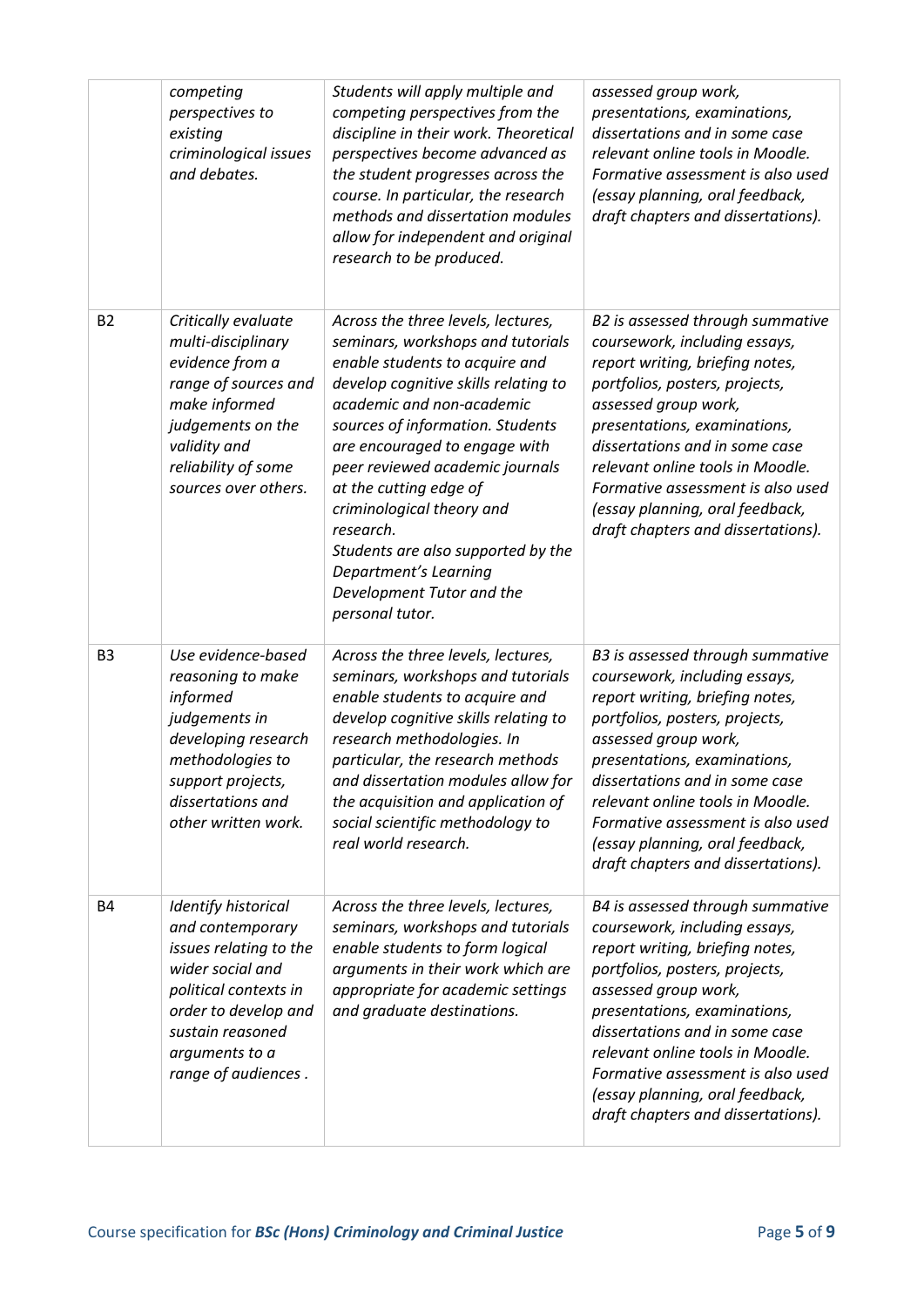| | | | |
|---|---|---|---|
| | *competing perspectives to existing criminological issues and debates.* | *Students will apply multiple and competing perspectives from the discipline in their work. Theoretical perspectives become advanced as the student progresses across the course. In particular, the research methods and dissertation modules allow for independent and original research to be produced.* | *assessed group work, presentations, examinations, dissertations and in some case relevant online tools in Moodle. Formative assessment is also used (essay planning, oral feedback, draft chapters and dissertations).* |
| B2 | *Critically evaluate multi-disciplinary evidence from a range of sources and make informed judgements on the validity and reliability of some sources over others.* | *Across the three levels, lectures, seminars, workshops and tutorials enable students to acquire and develop cognitive skills relating to academic and non-academic sources of information. Students are encouraged to engage with peer reviewed academic journals at the cutting edge of criminological theory and research. Students are also supported by the Department's Learning Development Tutor and the personal tutor.* | *B2 is assessed through summative coursework, including essays, report writing, briefing notes, portfolios, posters, projects, assessed group work, presentations, examinations, dissertations and in some case relevant online tools in Moodle. Formative assessment is also used (essay planning, oral feedback, draft chapters and dissertations).* |
| B3 | *Use evidence-based reasoning to make informed judgements in developing research methodologies to support projects, dissertations and other written work.* | *Across the three levels, lectures, seminars, workshops and tutorials enable students to acquire and develop cognitive skills relating to research methodologies. In particular, the research methods and dissertation modules allow for the acquisition and application of social scientific methodology to real world research.* | *B3 is assessed through summative coursework, including essays, report writing, briefing notes, portfolios, posters, projects, assessed group work, presentations, examinations, dissertations and in some case relevant online tools in Moodle. Formative assessment is also used (essay planning, oral feedback, draft chapters and dissertations).* |
| B4 | *Identify historical and contemporary issues relating to the wider social and political contexts in order to develop and sustain reasoned arguments to a range of audiences .* | *Across the three levels, lectures, seminars, workshops and tutorials enable students to form logical arguments in their work which are appropriate for academic settings and graduate destinations.* | *B4 is assessed through summative coursework, including essays, report writing, briefing notes, portfolios, posters, projects, assessed group work, presentations, examinations, dissertations and in some case relevant online tools in Moodle. Formative assessment is also used (essay planning, oral feedback, draft chapters and dissertations).* |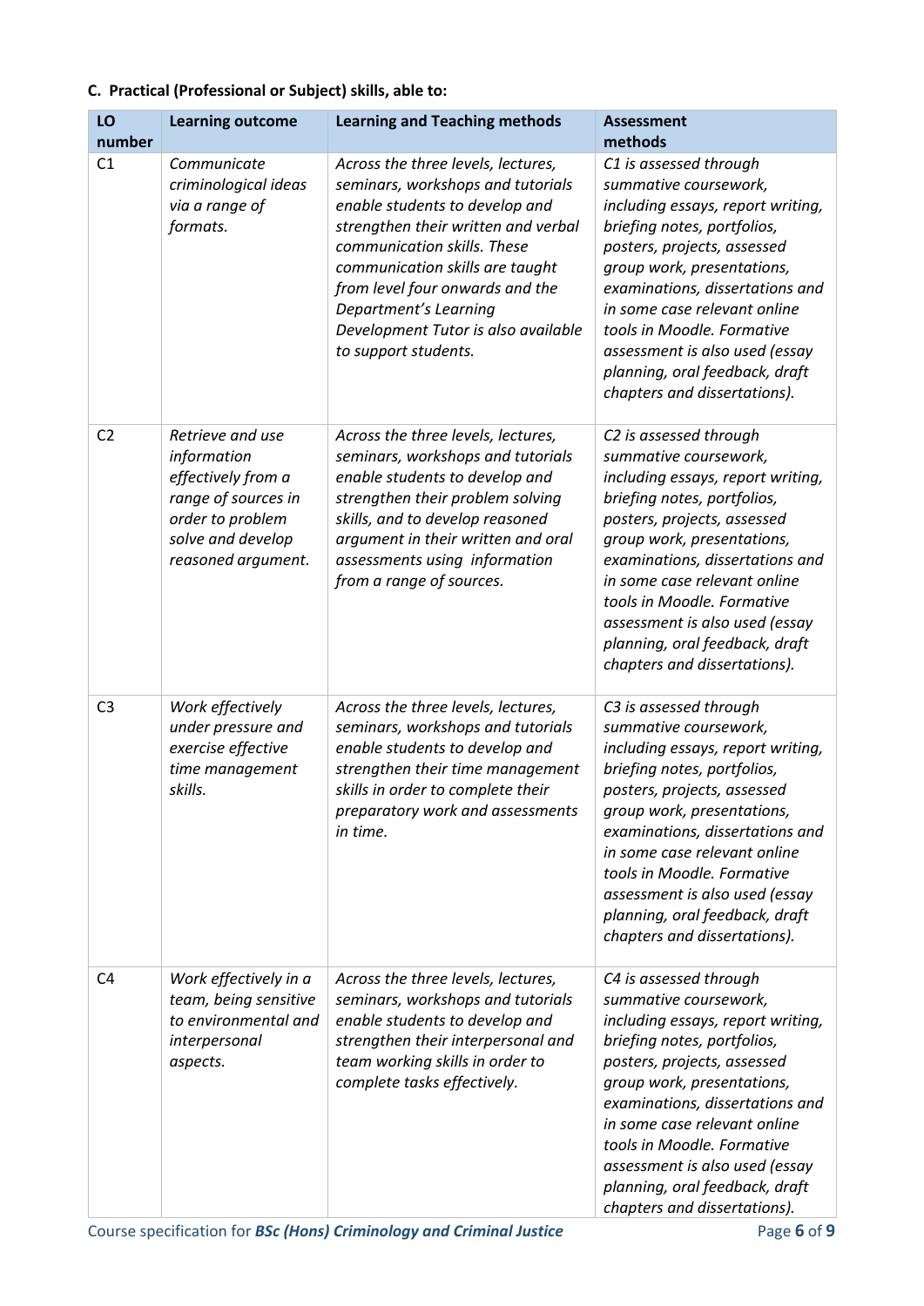**C. Practical (Professional or Subject) skills, able to:**

| LO number | Learning outcome | Learning and Teaching methods | Assessment methods |
|---|---|---|---|
| C1 | *Communicate criminological ideas via a range of formats.* | *Across the three levels, lectures, seminars, workshops and tutorials enable students to develop and strengthen their written and verbal communication skills. These communication skills are taught from level four onwards and the Department's Learning Development Tutor is also available to support students.* | *C1 is assessed through summative coursework, including essays, report writing, briefing notes, portfolios, posters, projects, assessed group work, presentations, examinations, dissertations and in some case relevant online tools in Moodle. Formative assessment is also used (essay planning, oral feedback, draft chapters and dissertations).* |
| C2 | *Retrieve and use information effectively from a range of sources in order to problem solve and develop reasoned argument.* | *Across the three levels, lectures, seminars, workshops and tutorials enable students to develop and strengthen their problem solving skills, and to develop reasoned argument in their written and oral assessments using information from a range of sources.* | *C2 is assessed through summative coursework, including essays, report writing, briefing notes, portfolios, posters, projects, assessed group work, presentations, examinations, dissertations and in some case relevant online tools in Moodle. Formative assessment is also used (essay planning, oral feedback, draft chapters and dissertations).* |
| C3 | *Work effectively under pressure and exercise effective time management skills.* | *Across the three levels, lectures, seminars, workshops and tutorials enable students to develop and strengthen their time management skills in order to complete their preparatory work and assessments in time.* | *C3 is assessed through summative coursework, including essays, report writing, briefing notes, portfolios, posters, projects, assessed group work, presentations, examinations, dissertations and in some case relevant online tools in Moodle. Formative assessment is also used (essay planning, oral feedback, draft chapters and dissertations).* |
| C4 | *Work effectively in a team, being sensitive to environmental and interpersonal aspects.* | *Across the three levels, lectures, seminars, workshops and tutorials enable students to develop and strengthen their interpersonal and team working skills in order to complete tasks effectively.* | *C4 is assessed through summative coursework, including essays, report writing, briefing notes, portfolios, posters, projects, assessed group work, presentations, examinations, dissertations and in some case relevant online tools in Moodle. Formative assessment is also used (essay planning, oral feedback, draft chapters and dissertations).* |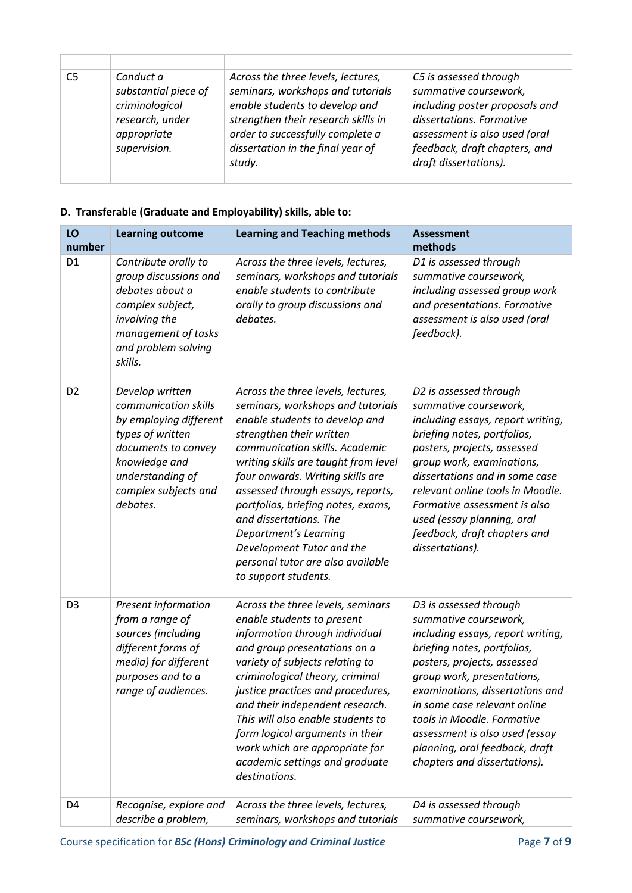| | | | |
|---|---|---|---|
| C5 | *Conduct a substantial piece of criminological research, under appropriate supervision.* | *Across the three levels, lectures, seminars, workshops and tutorials enable students to develop and strengthen their research skills in order to successfully complete a dissertation in the final year of study.* | *C5 is assessed through summative coursework, including poster proposals and dissertations. Formative assessment is also used (oral feedback, draft chapters, and draft dissertations).* |

**D. Transferable (Graduate and Employability) skills, able to:**

| LO number | Learning outcome | Learning and Teaching methods | Assessment methods |
|---|---|---|---|
| D1 | *Contribute orally to group discussions and debates about a complex subject, involving the management of tasks and problem solving skills.* | *Across the three levels, lectures, seminars, workshops and tutorials enable students to contribute orally to group discussions and debates.* | *D1 is assessed through summative coursework, including assessed group work and presentations. Formative assessment is also used (oral feedback).* |
| D2 | *Develop written communication skills by employing different types of written documents to convey knowledge and understanding of complex subjects and debates.* | *Across the three levels, lectures, seminars, workshops and tutorials enable students to develop and strengthen their written communication skills. Academic writing skills are taught from level four onwards. Writing skills are assessed through essays, reports, portfolios, briefing notes, exams, and dissertations. The Department's Learning Development Tutor and the personal tutor are also available to support students.* | *D2 is assessed through summative coursework, including essays, report writing, briefing notes, portfolios, posters, projects, assessed group work, examinations, dissertations and in some case relevant online tools in Moodle. Formative assessment is also used (essay planning, oral feedback, draft chapters and dissertations).* |
| D3 | *Present information from a range of sources (including different forms of media) for different purposes and to a range of audiences.* | *Across the three levels, seminars enable students to present information through individual and group presentations on a variety of subjects relating to criminological theory, criminal justice practices and procedures, and their independent research. This will also enable students to form logical arguments in their work which are appropriate for academic settings and graduate destinations.* | *D3 is assessed through summative coursework, including essays, report writing, briefing notes, portfolios, posters, projects, assessed group work, presentations, examinations, dissertations and in some case relevant online tools in Moodle. Formative assessment is also used (essay planning, oral feedback, draft chapters and dissertations).* |
| D4 | *Recognise, explore and describe a problem,* | *Across the three levels, lectures, seminars, workshops and tutorials* | *D4 is assessed through summative coursework,* |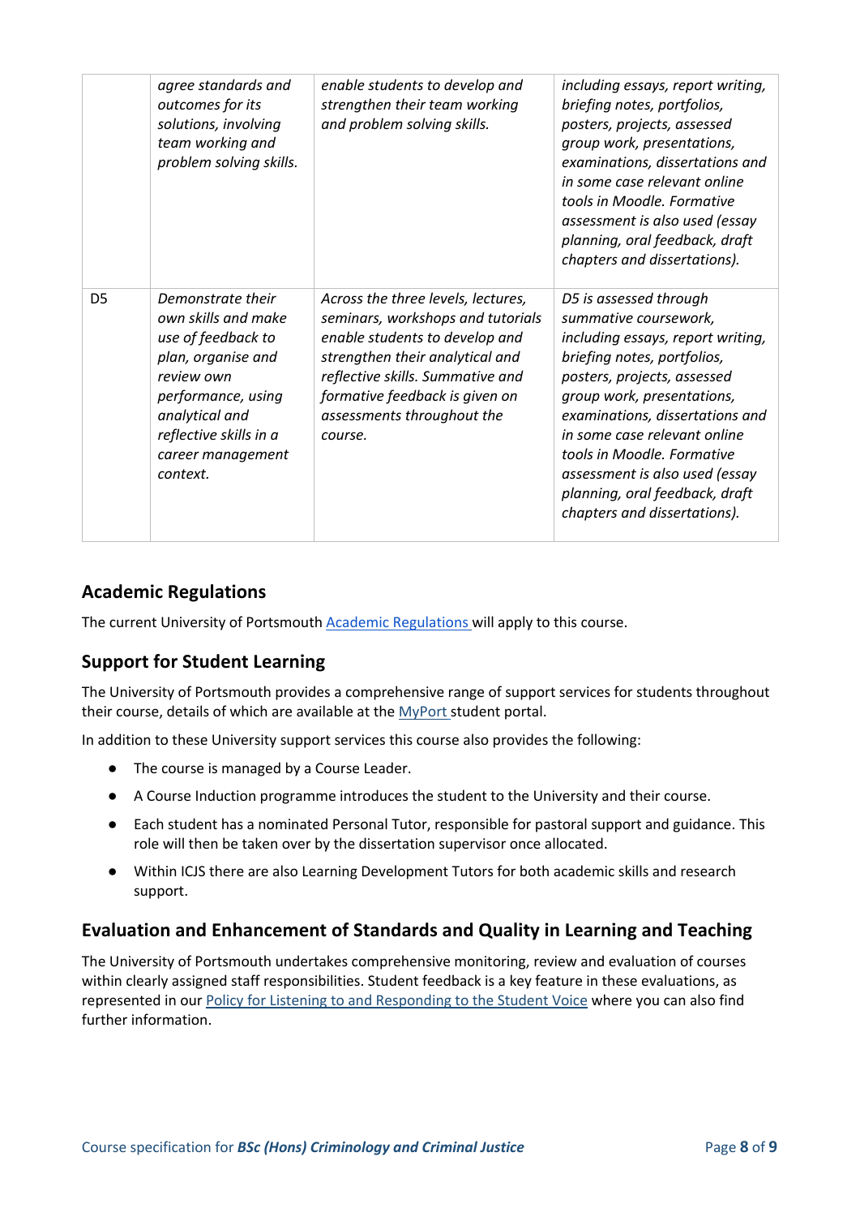| | | | |
|---|---|---|---|
| | *agree standards and outcomes for its solutions, involving team working and problem solving skills.* | *enable students to develop and strengthen their team working and problem solving skills.* | *including essays, report writing, briefing notes, portfolios, posters, projects, assessed group work, presentations, examinations, dissertations and in some case relevant online tools in Moodle. Formative assessment is also used (essay planning, oral feedback, draft chapters and dissertations).* |
| D5 | *Demonstrate their own skills and make use of feedback to plan, organise and review own performance, using analytical and reflective skills in a career management context.* | *Across the three levels, lectures, seminars, workshops and tutorials enable students to develop and strengthen their analytical and reflective skills. Summative and formative feedback is given on assessments throughout the course.* | *D5 is assessed through summative coursework, including essays, report writing, briefing notes, portfolios, posters, projects, assessed group work, presentations, examinations, dissertations and in some case relevant online tools in Moodle. Formative assessment is also used (essay planning, oral feedback, draft chapters and dissertations).* |

## Academic Regulations

The current University of Portsmouth Academic Regulations will apply to this course.

## Support for Student Learning

The University of Portsmouth provides a comprehensive range of support services for students throughout their course, details of which are available at the MyPort student portal.

In addition to these University support services this course also provides the following:

- The course is managed by a Course Leader.
- A Course Induction programme introduces the student to the University and their course.
- Each student has a nominated Personal Tutor, responsible for pastoral support and guidance. This role will then be taken over by the dissertation supervisor once allocated.
- Within ICJS there are also Learning Development Tutors for both academic skills and research support.

## Evaluation and Enhancement of Standards and Quality in Learning and Teaching

The University of Portsmouth undertakes comprehensive monitoring, review and evaluation of courses within clearly assigned staff responsibilities. Student feedback is a key feature in these evaluations, as represented in our Policy for Listening to and Responding to the Student Voice where you can also find further information.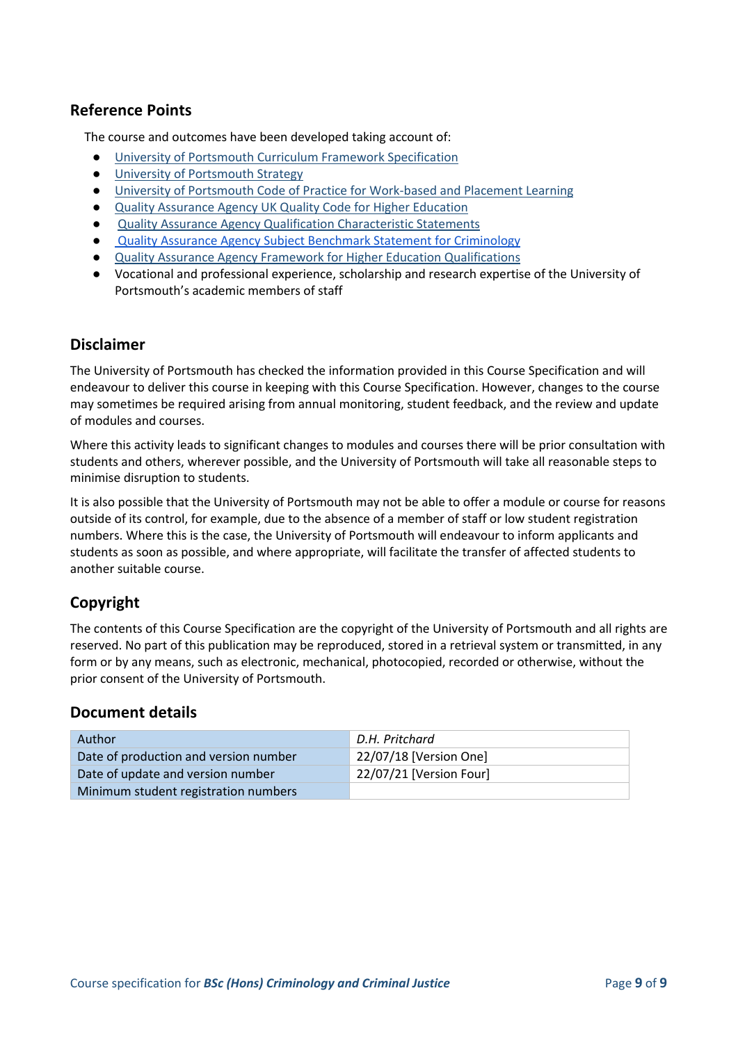## Reference Points

The course and outcomes have been developed taking account of:

- University of Portsmouth Curriculum Framework Specification
- University of Portsmouth Strategy
- University of Portsmouth Code of Practice for Work-based and Placement Learning
- Quality Assurance Agency UK Quality Code for Higher Education
- Quality Assurance Agency Qualification Characteristic Statements
- Quality Assurance Agency Subject Benchmark Statement for Criminology
- Quality Assurance Agency Framework for Higher Education Qualifications
- Vocational and professional experience, scholarship and research expertise of the University of Portsmouth's academic members of staff

## Disclaimer

The University of Portsmouth has checked the information provided in this Course Specification and will endeavour to deliver this course in keeping with this Course Specification. However, changes to the course may sometimes be required arising from annual monitoring, student feedback, and the review and update of modules and courses.

Where this activity leads to significant changes to modules and courses there will be prior consultation with students and others, wherever possible, and the University of Portsmouth will take all reasonable steps to minimise disruption to students.

It is also possible that the University of Portsmouth may not be able to offer a module or course for reasons outside of its control, for example, due to the absence of a member of staff or low student registration numbers. Where this is the case, the University of Portsmouth will endeavour to inform applicants and students as soon as possible, and where appropriate, will facilitate the transfer of affected students to another suitable course.

## Copyright

The contents of this Course Specification are the copyright of the University of Portsmouth and all rights are reserved. No part of this publication may be reproduced, stored in a retrieval system or transmitted, in any form or by any means, such as electronic, mechanical, photocopied, recorded or otherwise, without the prior consent of the University of Portsmouth.

## Document details

| | |
|---|---|
| Author | *D.H. Pritchard* |
| Date of production and version number | 22/07/18 [Version One] |
| Date of update and version number | 22/07/21 [Version Four] |
| Minimum student registration numbers | |